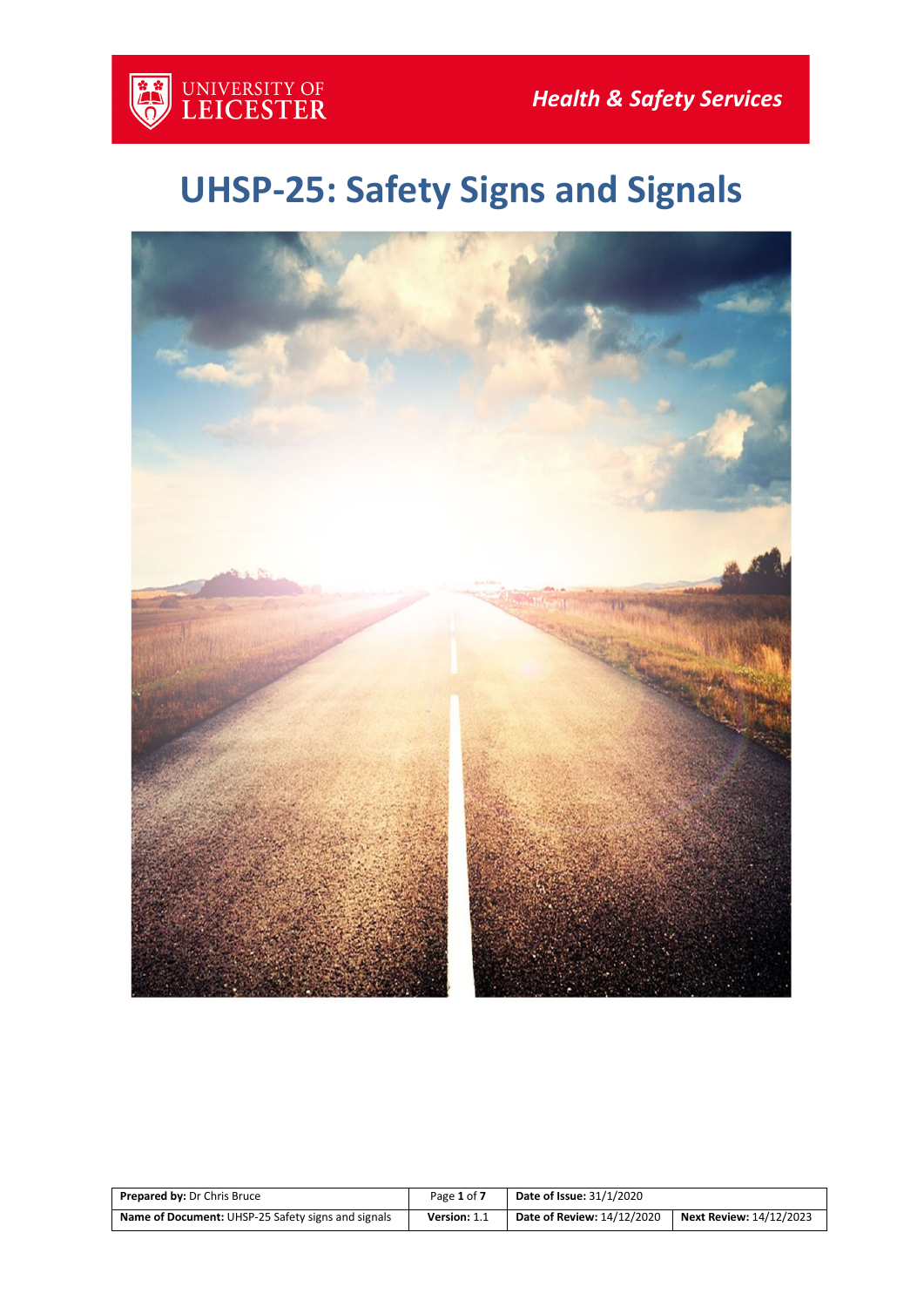UNIVERSITY OF LEICESTER

*Health & Safety Services*

# UHSP-25: Safety Signs and Signals

| **Prepared by:** Dr Chris Bruce | Page **1** of **7** | **Date of Issue:** 31/1/2020 | |
|---|---|---|---|
| **Name of Document:** UHSP-25 Safety signs and signals | **Version:** 1.1 | **Date of Review:** 14/12/2020 | **Next Review:** 14/12/2023 |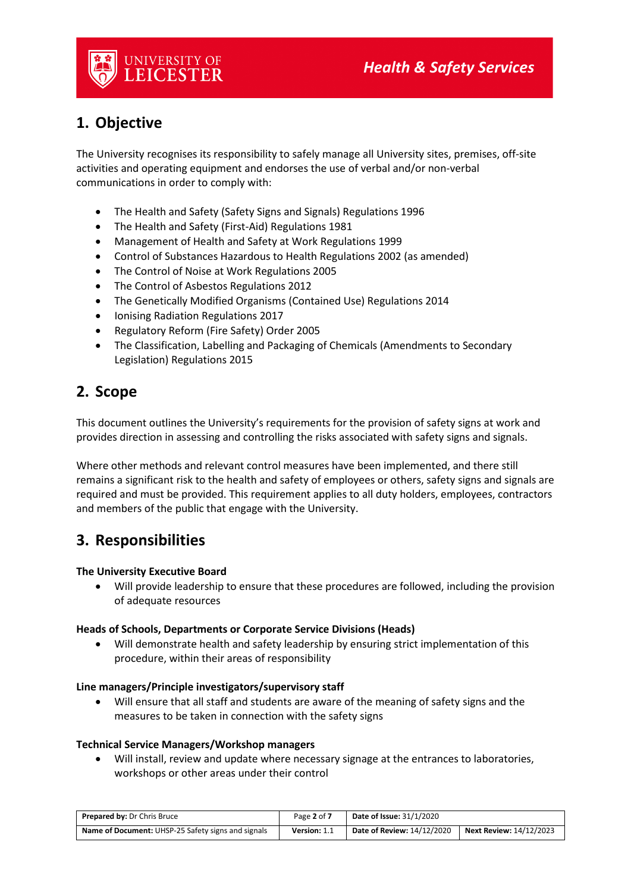## 1. Objective

The University recognises its responsibility to safely manage all University sites, premises, off-site activities and operating equipment and endorses the use of verbal and/or non-verbal communications in order to comply with:

- The Health and Safety (Safety Signs and Signals) Regulations 1996
- The Health and Safety (First-Aid) Regulations 1981
- Management of Health and Safety at Work Regulations 1999
- Control of Substances Hazardous to Health Regulations 2002 (as amended)
- The Control of Noise at Work Regulations 2005
- The Control of Asbestos Regulations 2012
- The Genetically Modified Organisms (Contained Use) Regulations 2014
- Ionising Radiation Regulations 2017
- Regulatory Reform (Fire Safety) Order 2005
- The Classification, Labelling and Packaging of Chemicals (Amendments to Secondary Legislation) Regulations 2015

## 2. Scope

This document outlines the University's requirements for the provision of safety signs at work and provides direction in assessing and controlling the risks associated with safety signs and signals.

Where other methods and relevant control measures have been implemented, and there still remains a significant risk to the health and safety of employees or others, safety signs and signals are required and must be provided. This requirement applies to all duty holders, employees, contractors and members of the public that engage with the University.

## 3. Responsibilities

**The University Executive Board**

- Will provide leadership to ensure that these procedures are followed, including the provision of adequate resources

**Heads of Schools, Departments or Corporate Service Divisions (Heads)**

- Will demonstrate health and safety leadership by ensuring strict implementation of this procedure, within their areas of responsibility

**Line managers/Principle investigators/supervisory staff**

- Will ensure that all staff and students are aware of the meaning of safety signs and the measures to be taken in connection with the safety signs

**Technical Service Managers/Workshop managers**

- Will install, review and update where necessary signage at the entrances to laboratories, workshops or other areas under their control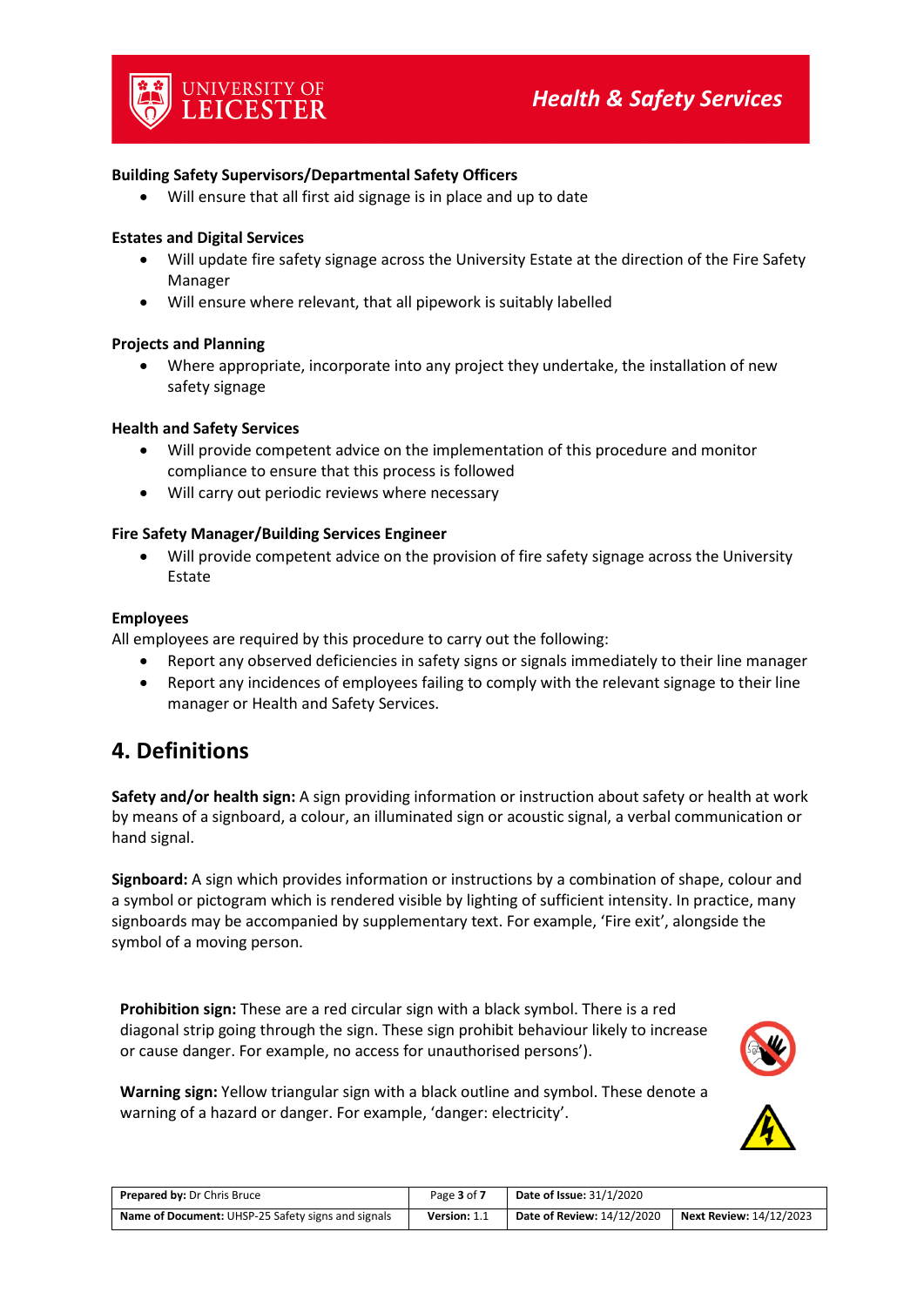**Building Safety Supervisors/Departmental Safety Officers**

- Will ensure that all first aid signage is in place and up to date

**Estates and Digital Services**

- Will update fire safety signage across the University Estate at the direction of the Fire Safety Manager
- Will ensure where relevant, that all pipework is suitably labelled

**Projects and Planning**

- Where appropriate, incorporate into any project they undertake, the installation of new safety signage

**Health and Safety Services**

- Will provide competent advice on the implementation of this procedure and monitor compliance to ensure that this process is followed
- Will carry out periodic reviews where necessary

**Fire Safety Manager/Building Services Engineer**

- Will provide competent advice on the provision of fire safety signage across the University Estate

**Employees**

All employees are required by this procedure to carry out the following:

- Report any observed deficiencies in safety signs or signals immediately to their line manager
- Report any incidences of employees failing to comply with the relevant signage to their line manager or Health and Safety Services.

## 4. Definitions

**Safety and/or health sign:** A sign providing information or instruction about safety or health at work by means of a signboard, a colour, an illuminated sign or acoustic signal, a verbal communication or hand signal.

**Signboard:** A sign which provides information or instructions by a combination of shape, colour and a symbol or pictogram which is rendered visible by lighting of sufficient intensity. In practice, many signboards may be accompanied by supplementary text. For example, 'Fire exit', alongside the symbol of a moving person.

**Prohibition sign:** These are a red circular sign with a black symbol. There is a red diagonal strip going through the sign. These sign prohibit behaviour likely to increase or cause danger. For example, no access for unauthorised persons').

**Warning sign:** Yellow triangular sign with a black outline and symbol. These denote a warning of a hazard or danger. For example, 'danger: electricity'.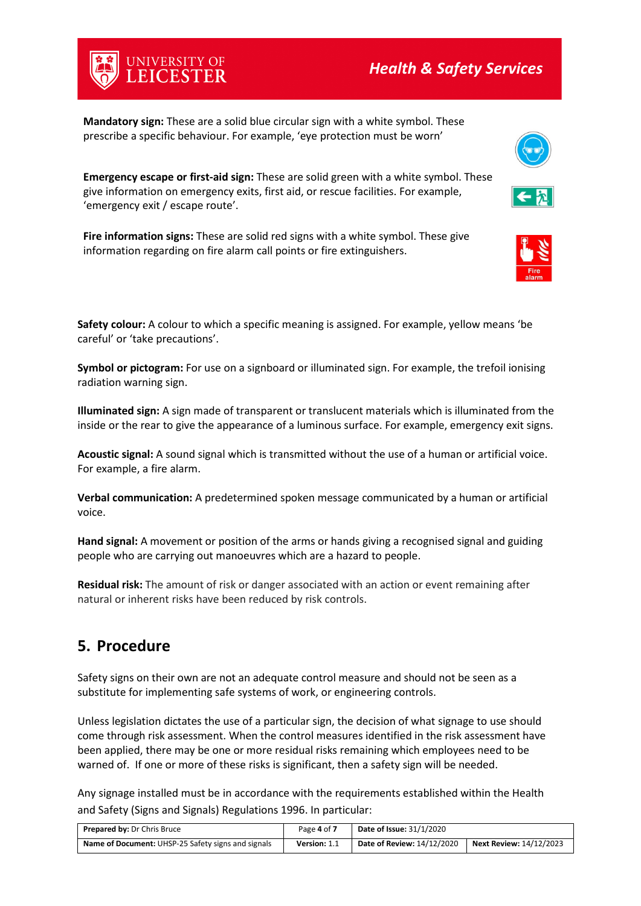**Mandatory sign:** These are a solid blue circular sign with a white symbol. These prescribe a specific behaviour. For example, 'eye protection must be worn'

**Emergency escape or first-aid sign:** These are solid green with a white symbol. These give information on emergency exits, first aid, or rescue facilities. For example, 'emergency exit / escape route'.

**Fire information signs:** These are solid red signs with a white symbol. These give information regarding on fire alarm call points or fire extinguishers.

**Safety colour:** A colour to which a specific meaning is assigned. For example, yellow means 'be careful' or 'take precautions'.

**Symbol or pictogram:** For use on a signboard or illuminated sign. For example, the trefoil ionising radiation warning sign.

**Illuminated sign:** A sign made of transparent or translucent materials which is illuminated from the inside or the rear to give the appearance of a luminous surface. For example, emergency exit signs.

**Acoustic signal:** A sound signal which is transmitted without the use of a human or artificial voice. For example, a fire alarm.

**Verbal communication:** A predetermined spoken message communicated by a human or artificial voice.

**Hand signal:** A movement or position of the arms or hands giving a recognised signal and guiding people who are carrying out manoeuvres which are a hazard to people.

**Residual risk:** The amount of risk or danger associated with an action or event remaining after natural or inherent risks have been reduced by risk controls.

## 5. Procedure

Safety signs on their own are not an adequate control measure and should not be seen as a substitute for implementing safe systems of work, or engineering controls.

Unless legislation dictates the use of a particular sign, the decision of what signage to use should come through risk assessment. When the control measures identified in the risk assessment have been applied, there may be one or more residual risks remaining which employees need to be warned of. If one or more of these risks is significant, then a safety sign will be needed.

Any signage installed must be in accordance with the requirements established within the Health and Safety (Signs and Signals) Regulations 1996. In particular: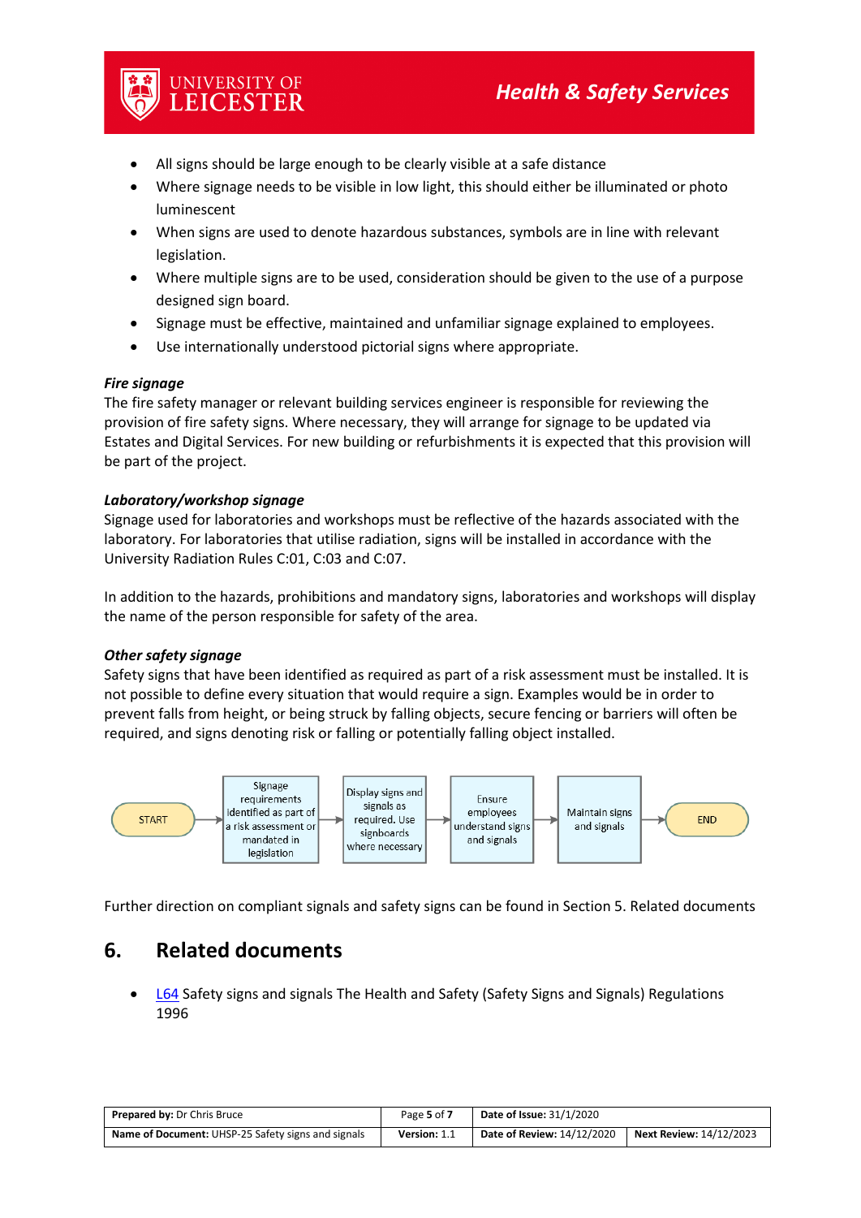- All signs should be large enough to be clearly visible at a safe distance
- Where signage needs to be visible in low light, this should either be illuminated or photo luminescent
- When signs are used to denote hazardous substances, symbols are in line with relevant legislation.
- Where multiple signs are to be used, consideration should be given to the use of a purpose designed sign board.
- Signage must be effective, maintained and unfamiliar signage explained to employees.
- Use internationally understood pictorial signs where appropriate.

***Fire signage***

The fire safety manager or relevant building services engineer is responsible for reviewing the provision of fire safety signs. Where necessary, they will arrange for signage to be updated via Estates and Digital Services. For new building or refurbishments it is expected that this provision will be part of the project.

***Laboratory/workshop signage***

Signage used for laboratories and workshops must be reflective of the hazards associated with the laboratory. For laboratories that utilise radiation, signs will be installed in accordance with the University Radiation Rules C:01, C:03 and C:07.

In addition to the hazards, prohibitions and mandatory signs, laboratories and workshops will display the name of the person responsible for safety of the area.

***Other safety signage***

Safety signs that have been identified as required as part of a risk assessment must be installed. It is not possible to define every situation that would require a sign. Examples would be in order to prevent falls from height, or being struck by falling objects, secure fencing or barriers will often be required, and signs denoting risk or falling or potentially falling object installed.

START → Signage requirements identified as part of a risk assessment or mandated in legislation → Display signs and signals as required. Use signboards where necessary → Ensure employees understand signs and signals → Maintain signs and signals → END

Further direction on compliant signals and safety signs can be found in Section 5. Related documents

## 6. Related documents

- L64 Safety signs and signals The Health and Safety (Safety Signs and Signals) Regulations 1996

| **Prepared by:** Dr Chris Bruce | Page **5** of **7** | **Date of Issue:** 31/1/2020 | |
|---|---|---|---|
| **Name of Document:** UHSP-25 Safety signs and signals | **Version:** 1.1 | **Date of Review:** 14/12/2020 | **Next Review:** 14/12/2023 |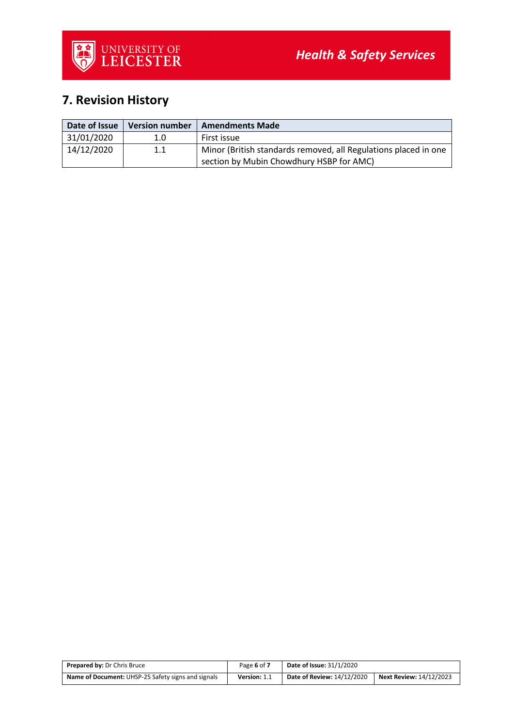## 7. Revision History

| Date of Issue | Version number | Amendments Made |
|---|---|---|
| 31/01/2020 | 1.0 | First issue |
| 14/12/2020 | 1.1 | Minor (British standards removed, all Regulations placed in one section by Mubin Chowdhury HSBP for AMC) |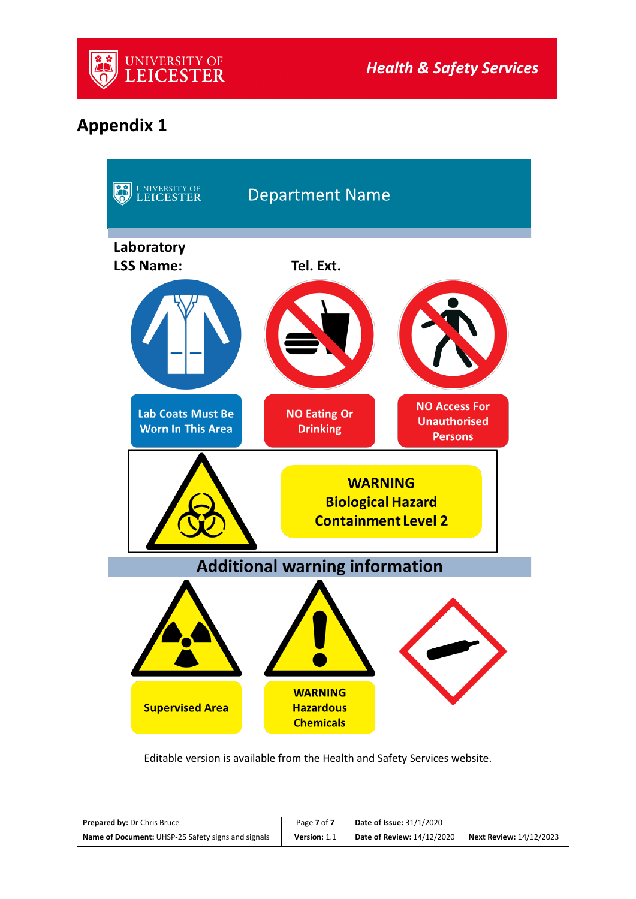## Appendix 1

Department Name

**Laboratory**

**LSS Name:** **Tel. Ext.**

**Lab Coats Must Be Worn In This Area**

**NO Eating Or Drinking**

**NO Access For Unauthorised Persons**

**WARNING**
**Biological Hazard**
**Containment Level 2**

**Additional warning information**

**Supervised Area**

**WARNING**
**Hazardous Chemicals**

Editable version is available from the Health and Safety Services website.

| | | | |
|---|---|---|---|
| **Prepared by:** Dr Chris Bruce | Page **7** of **7** | **Date of Issue:** 31/1/2020 | |
| **Name of Document:** UHSP-25 Safety signs and signals | **Version:** 1.1 | **Date of Review:** 14/12/2020 | **Next Review:** 14/12/2023 |